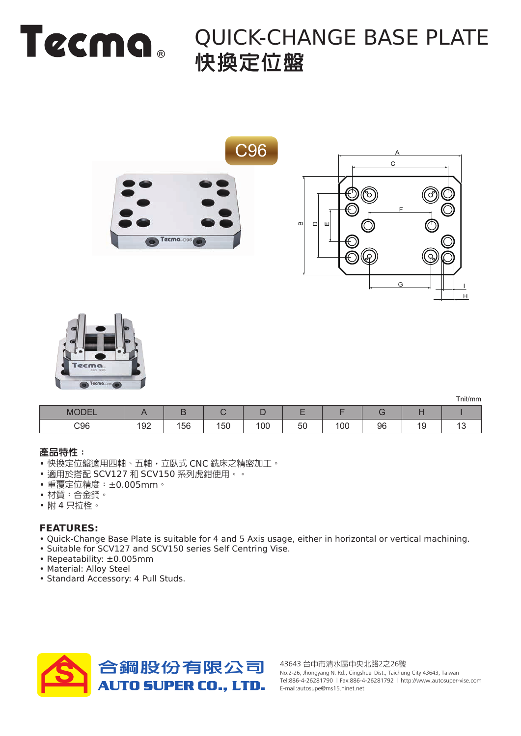# Tecma®

# QUICK-CHANGE BASE PLATE
# 快換定位盤

C96

Tnit/mm

| MODEL | A | B | C | D | E | F | G | H | I |
|---|---|---|---|---|---|---|---|---|---|
| C96 | 192 | 156 | 150 | 100 | 50 | 100 | 96 | 19 | 13 |

**產品特性：**

- 快換定位盤適用四軸、五軸，立臥式 CNC 銑床之精密加工。
- 適用於搭配 SCV127 和 SCV150 系列虎鉗使用。。
- 重覆定位精度：±0.005mm。
- 材質：合金鋼。
- 附 4 只拉栓。

**FEATURES:**

- Quick-Change Base Plate is suitable for 4 and 5 Axis usage, either in horizontal or vertical machining.
- Suitable for SCV127 and SCV150 series Self Centring Vise.
- Repeatability: ±0.005mm
- Material: Alloy Steel
- Standard Accessory: 4 Pull Studs.

合鋼股份有限公司
AUTO SUPER CO., LTD.

43643 台中市清水區中央北路2之26號
No.2-26, Jhongyang N. Rd., Cingshuei Dist., Taichung City 43643, Taiwan
Tel:886-4-26281790 | Fax:886-4-26281792 | http://www.autosuper-vise.com
E-mail:autosupe@ms15.hinet.net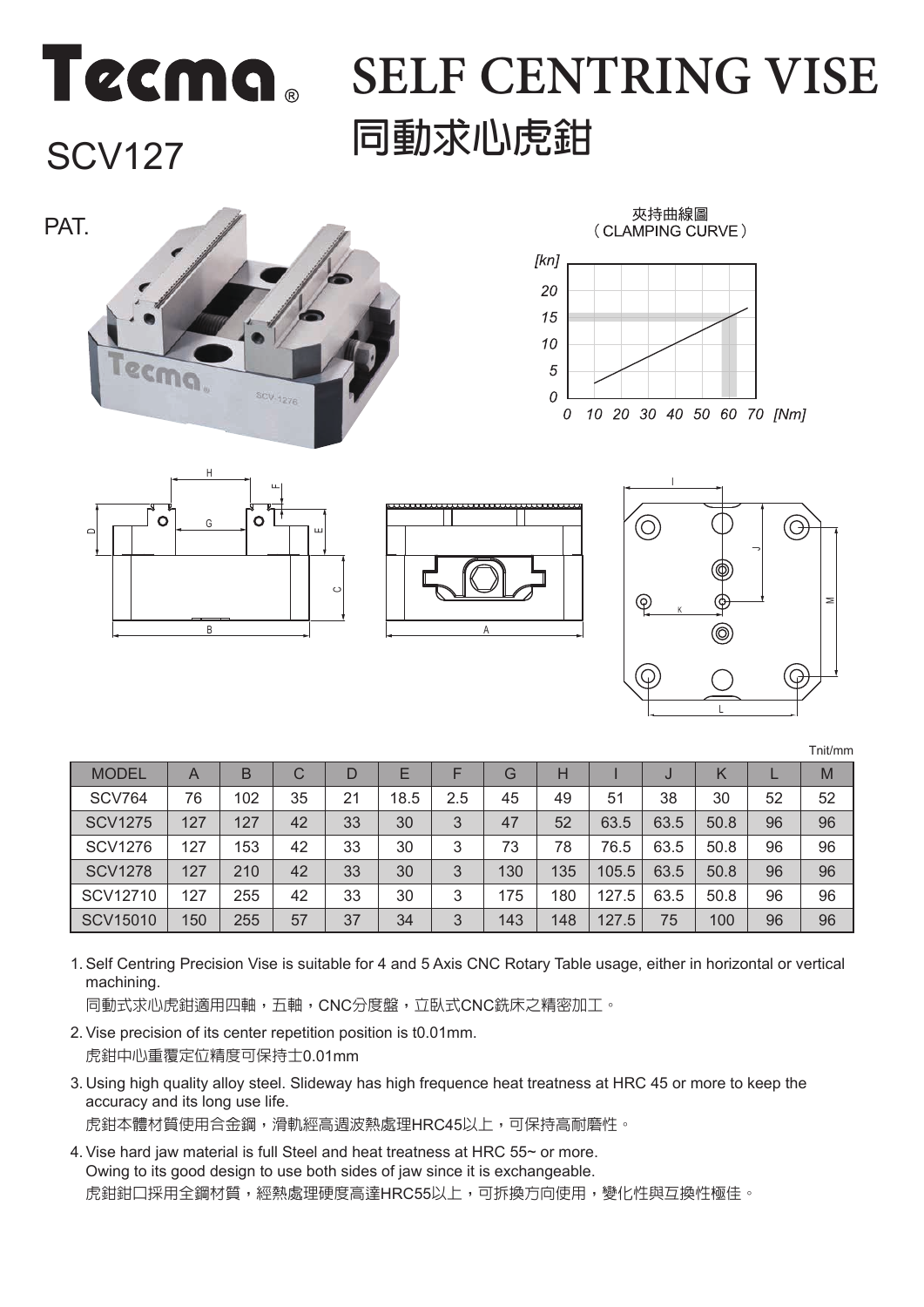# Tecma® SELF CENTRING VISE

# 同動求心虎鉗

## SCV127

PAT.

夾持曲線圖
（CLAMPING CURVE）

[kn]
20
15
10
5
0
0 10 20 30 40 50 60 70 [Nm]

Tnit/mm

| MODEL | A | B | C | D | E | F | G | H | I | J | K | L | M |
|---|---|---|---|---|---|---|---|---|---|---|---|---|---|
| SCV764 | 76 | 102 | 35 | 21 | 18.5 | 2.5 | 45 | 49 | 51 | 38 | 30 | 52 | 52 |
| SCV1275 | 127 | 127 | 42 | 33 | 30 | 3 | 47 | 52 | 63.5 | 63.5 | 50.8 | 96 | 96 |
| SCV1276 | 127 | 153 | 42 | 33 | 30 | 3 | 73 | 78 | 76.5 | 63.5 | 50.8 | 96 | 96 |
| SCV1278 | 127 | 210 | 42 | 33 | 30 | 3 | 130 | 135 | 105.5 | 63.5 | 50.8 | 96 | 96 |
| SCV12710 | 127 | 255 | 42 | 33 | 30 | 3 | 175 | 180 | 127.5 | 63.5 | 50.8 | 96 | 96 |
| SCV15010 | 150 | 255 | 57 | 37 | 34 | 3 | 143 | 148 | 127.5 | 75 | 100 | 96 | 96 |

1. Self Centring Precision Vise is suitable for 4 and 5 Axis CNC Rotary Table usage, either in horizontal or vertical machining.
   同動式求心虎鉗適用四軸，五軸，CNC分度盤，立臥式CNC銑床之精密加工。
2. Vise precision of its center repetition position is t0.01mm.
   虎鉗中心重覆定位精度可保持士0.01mm
3. Using high quality alloy steel. Slideway has high frequence heat treatness at HRC 45 or more to keep the accuracy and its long use life.
   虎鉗本體材質使用合金鋼，滑軌經高週波熱處理HRC45以上，可保持高耐磨性。
4. Vise hard jaw material is full Steel and heat treatness at HRC 55~ or more.
   Owing to its good design to use both sides of jaw since it is exchangeable.
   虎鉗鉗口採用全鋼材質，經熱處理硬度高達HRC55以上，可拆換方向使用，變化性與互換性極佳。